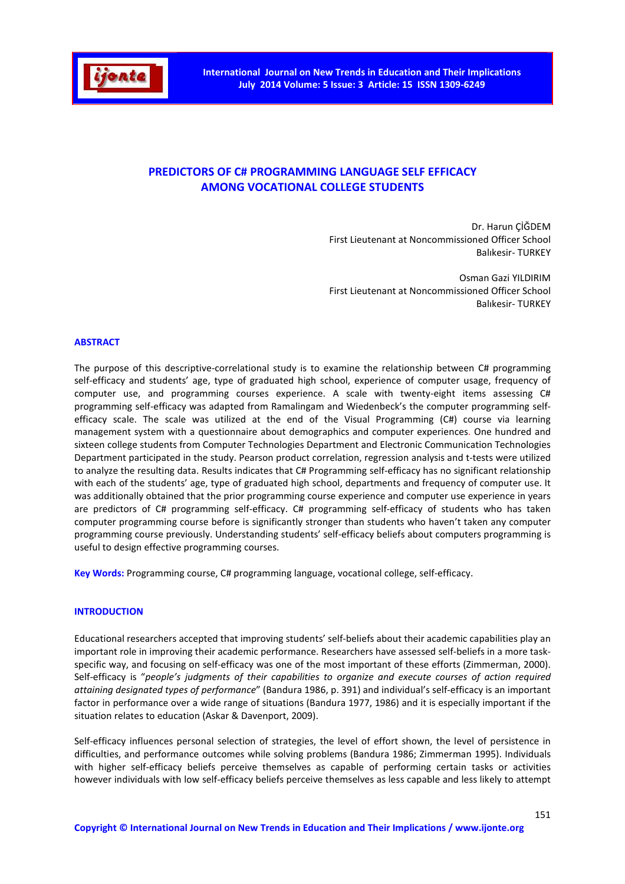# PREDICTORS OF C# PROGRAMMING LANGUAGE SELF EFFICACY AMONG VOCATIONAL COLLEGE STUDENTS

Dr. Harun ÇİĞDEM
First Lieutenant at Noncommissioned Officer School
Balıkesir- TURKEY

Osman Gazi YILDIRIM
First Lieutenant at Noncommissioned Officer School
Balıkesir- TURKEY

## ABSTRACT

The purpose of this descriptive-correlational study is to examine the relationship between C# programming self-efficacy and students' age, type of graduated high school, experience of computer usage, frequency of computer use, and programming courses experience. A scale with twenty-eight items assessing C# programming self-efficacy was adapted from Ramalingam and Wiedenbeck's the computer programming self-efficacy scale. The scale was utilized at the end of the Visual Programming (C#) course via learning management system with a questionnaire about demographics and computer experiences. One hundred and sixteen college students from Computer Technologies Department and Electronic Communication Technologies Department participated in the study. Pearson product correlation, regression analysis and t-tests were utilized to analyze the resulting data. Results indicates that C# Programming self-efficacy has no significant relationship with each of the students' age, type of graduated high school, departments and frequency of computer use. It was additionally obtained that the prior programming course experience and computer use experience in years are predictors of C# programming self-efficacy. C# programming self-efficacy of students who has taken computer programming course before is significantly stronger than students who haven't taken any computer programming course previously. Understanding students' self-efficacy beliefs about computers programming is useful to design effective programming courses.

**Key Words:** Programming course, C# programming language, vocational college, self-efficacy.

## INTRODUCTION

Educational researchers accepted that improving students' self-beliefs about their academic capabilities play an important role in improving their academic performance. Researchers have assessed self-beliefs in a more task-specific way, and focusing on self-efficacy was one of the most important of these efforts (Zimmerman, 2000). Self-efficacy is "*people's judgments of their capabilities to organize and execute courses of action required attaining designated types of performance*" (Bandura 1986, p. 391) and individual's self-efficacy is an important factor in performance over a wide range of situations (Bandura 1977, 1986) and it is especially important if the situation relates to education (Askar & Davenport, 2009).

Self-efficacy influences personal selection of strategies, the level of effort shown, the level of persistence in difficulties, and performance outcomes while solving problems (Bandura 1986; Zimmerman 1995). Individuals with higher self-efficacy beliefs perceive themselves as capable of performing certain tasks or activities however individuals with low self-efficacy beliefs perceive themselves as less capable and less likely to attempt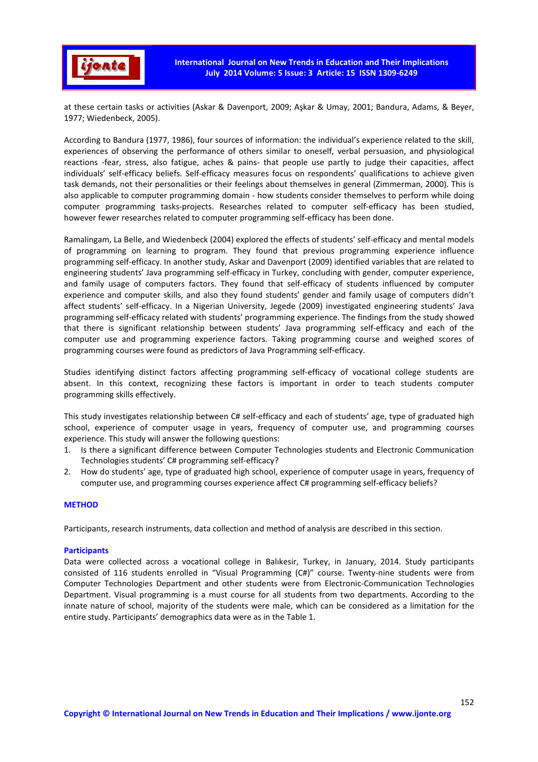at these certain tasks or activities (Askar & Davenport, 2009; Aşkar & Umay, 2001; Bandura, Adams, & Beyer, 1977; Wiedenbeck, 2005).

According to Bandura (1977, 1986), four sources of information: the individual's experience related to the skill, experiences of observing the performance of others similar to oneself, verbal persuasion, and physiological reactions -fear, stress, also fatigue, aches & pains- that people use partly to judge their capacities, affect individuals' self-efficacy beliefs. Self-efficacy measures focus on respondents' qualifications to achieve given task demands, not their personalities or their feelings about themselves in general (Zimmerman, 2000). This is also applicable to computer programming domain - how students consider themselves to perform while doing computer programming tasks-projects. Researches related to computer self-efficacy has been studied, however fewer researches related to computer programming self-efficacy has been done.

Ramalingam, La Belle, and Wiedenbeck (2004) explored the effects of students' self-efficacy and mental models of programming on learning to program. They found that previous programming experience influence programming self-efficacy. In another study, Askar and Davenport (2009) identified variables that are related to engineering students' Java programming self-efficacy in Turkey, concluding with gender, computer experience, and family usage of computers factors. They found that self-efficacy of students influenced by computer experience and computer skills, and also they found students' gender and family usage of computers didn't affect students' self-efficacy. In a Nigerian University, Jegede (2009) investigated engineering students' Java programming self-efficacy related with students' programming experience. The findings from the study showed that there is significant relationship between students' Java programming self-efficacy and each of the computer use and programming experience factors. Taking programming course and weighed scores of programming courses were found as predictors of Java Programming self-efficacy.

Studies identifying distinct factors affecting programming self-efficacy of vocational college students are absent. In this context, recognizing these factors is important in order to teach students computer programming skills effectively.

This study investigates relationship between C# self-efficacy and each of students' age, type of graduated high school, experience of computer usage in years, frequency of computer use, and programming courses experience. This study will answer the following questions:

1. Is there a significant difference between Computer Technologies students and Electronic Communication Technologies students' C# programming self-efficacy?
2. How do students' age, type of graduated high school, experience of computer usage in years, frequency of computer use, and programming courses experience affect C# programming self-efficacy beliefs?

## METHOD

Participants, research instruments, data collection and method of analysis are described in this section.

### Participants

Data were collected across a vocational college in Balıkesir, Turkey, in January, 2014. Study participants consisted of 116 students enrolled in "Visual Programming (C#)" course. Twenty-nine students were from Computer Technologies Department and other students were from Electronic-Communication Technologies Department. Visual programming is a must course for all students from two departments. According to the innate nature of school, majority of the students were male, which can be considered as a limitation for the entire study. Participants' demographics data were as in the Table 1.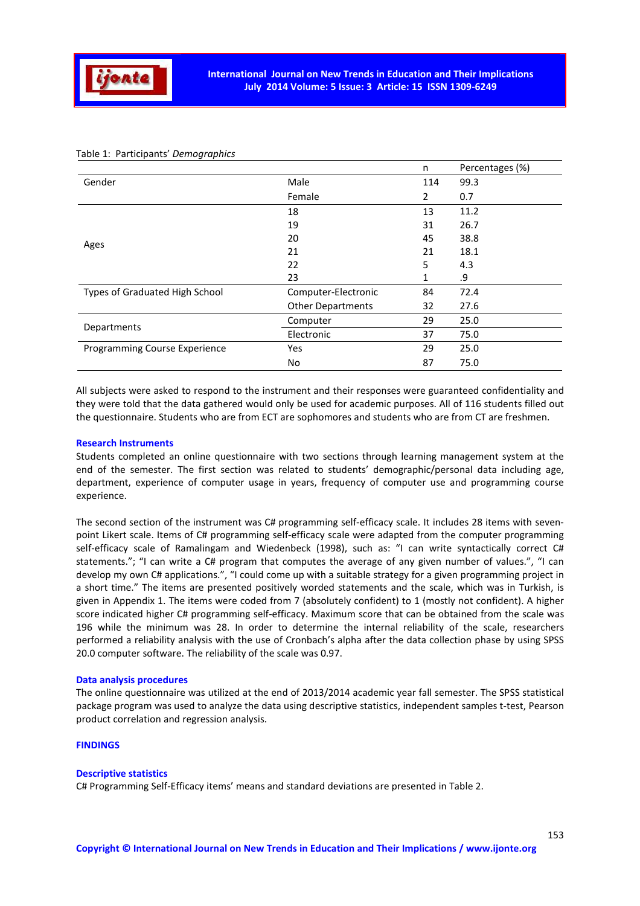Table 1: Participants' *Demographics*

| | | n | Percentages (%) |
|---|---|---|---|
| Gender | Male | 114 | 99.3 |
| | Female | 2 | 0.7 |
| Ages | 18 | 13 | 11.2 |
| | 19 | 31 | 26.7 |
| | 20 | 45 | 38.8 |
| | 21 | 21 | 18.1 |
| | 22 | 5 | 4.3 |
| | 23 | 1 | .9 |
| Types of Graduated High School | Computer-Electronic | 84 | 72.4 |
| | Other Departments | 32 | 27.6 |
| Departments | Computer | 29 | 25.0 |
| | Electronic | 37 | 75.0 |
| Programming Course Experience | Yes | 29 | 25.0 |
| | No | 87 | 75.0 |

All subjects were asked to respond to the instrument and their responses were guaranteed confidentiality and they were told that the data gathered would only be used for academic purposes. All of 116 students filled out the questionnaire. Students who are from ECT are sophomores and students who are from CT are freshmen.

### Research Instruments

Students completed an online questionnaire with two sections through learning management system at the end of the semester. The first section was related to students' demographic/personal data including age, department, experience of computer usage in years, frequency of computer use and programming course experience.

The second section of the instrument was C# programming self-efficacy scale. It includes 28 items with seven-point Likert scale. Items of C# programming self-efficacy scale were adapted from the computer programming self-efficacy scale of Ramalingam and Wiedenbeck (1998), such as: "I can write syntactically correct C# statements."; "I can write a C# program that computes the average of any given number of values.", "I can develop my own C# applications.", "I could come up with a suitable strategy for a given programming project in a short time." The items are presented positively worded statements and the scale, which was in Turkish, is given in Appendix 1. The items were coded from 7 (absolutely confident) to 1 (mostly not confident). A higher score indicated higher C# programming self-efficacy. Maximum score that can be obtained from the scale was 196 while the minimum was 28. In order to determine the internal reliability of the scale, researchers performed a reliability analysis with the use of Cronbach's alpha after the data collection phase by using SPSS 20.0 computer software. The reliability of the scale was 0.97.

### Data analysis procedures

The online questionnaire was utilized at the end of 2013/2014 academic year fall semester. The SPSS statistical package program was used to analyze the data using descriptive statistics, independent samples t-test, Pearson product correlation and regression analysis.

## FINDINGS

### Descriptive statistics

C# Programming Self-Efficacy items' means and standard deviations are presented in Table 2.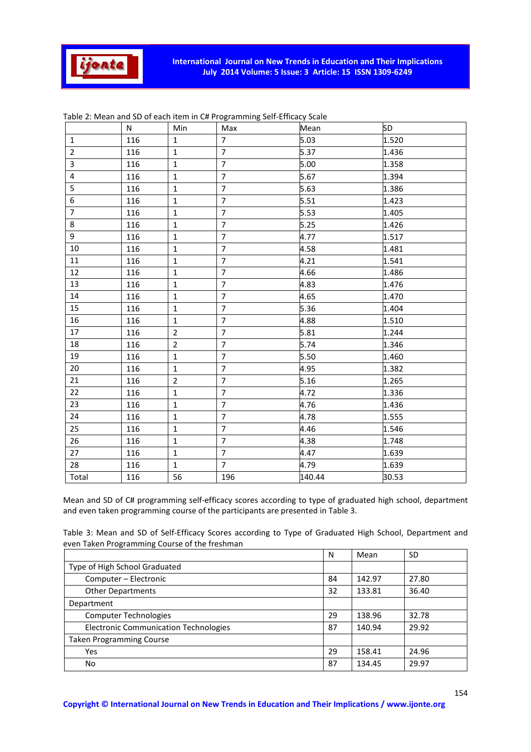Table 2: Mean and SD of each item in C# Programming Self-Efficacy Scale

| | N | Min | Max | Mean | SD |
|---|---|---|---|---|---|
| 1 | 116 | 1 | 7 | 5.03 | 1.520 |
| 2 | 116 | 1 | 7 | 5.37 | 1.436 |
| 3 | 116 | 1 | 7 | 5.00 | 1.358 |
| 4 | 116 | 1 | 7 | 5.67 | 1.394 |
| 5 | 116 | 1 | 7 | 5.63 | 1.386 |
| 6 | 116 | 1 | 7 | 5.51 | 1.423 |
| 7 | 116 | 1 | 7 | 5.53 | 1.405 |
| 8 | 116 | 1 | 7 | 5.25 | 1.426 |
| 9 | 116 | 1 | 7 | 4.77 | 1.517 |
| 10 | 116 | 1 | 7 | 4.58 | 1.481 |
| 11 | 116 | 1 | 7 | 4.21 | 1.541 |
| 12 | 116 | 1 | 7 | 4.66 | 1.486 |
| 13 | 116 | 1 | 7 | 4.83 | 1.476 |
| 14 | 116 | 1 | 7 | 4.65 | 1.470 |
| 15 | 116 | 1 | 7 | 5.36 | 1.404 |
| 16 | 116 | 1 | 7 | 4.88 | 1.510 |
| 17 | 116 | 2 | 7 | 5.81 | 1.244 |
| 18 | 116 | 2 | 7 | 5.74 | 1.346 |
| 19 | 116 | 1 | 7 | 5.50 | 1.460 |
| 20 | 116 | 1 | 7 | 4.95 | 1.382 |
| 21 | 116 | 2 | 7 | 5.16 | 1.265 |
| 22 | 116 | 1 | 7 | 4.72 | 1.336 |
| 23 | 116 | 1 | 7 | 4.76 | 1.436 |
| 24 | 116 | 1 | 7 | 4.78 | 1.555 |
| 25 | 116 | 1 | 7 | 4.46 | 1.546 |
| 26 | 116 | 1 | 7 | 4.38 | 1.748 |
| 27 | 116 | 1 | 7 | 4.47 | 1.639 |
| 28 | 116 | 1 | 7 | 4.79 | 1.639 |
| Total | 116 | 56 | 196 | 140.44 | 30.53 |

Mean and SD of C# programming self-efficacy scores according to type of graduated high school, department and even taken programming course of the participants are presented in Table 3.

Table 3: Mean and SD of Self-Efficacy Scores according to Type of Graduated High School, Department and even Taken Programming Course of the freshman

| | N | Mean | SD |
|---|---|---|---|
| Type of High School Graduated | | | |
| Computer – Electronic | 84 | 142.97 | 27.80 |
| Other Departments | 32 | 133.81 | 36.40 |
| Department | | | |
| Computer Technologies | 29 | 138.96 | 32.78 |
| Electronic Communication Technologies | 87 | 140.94 | 29.92 |
| Taken Programming Course | | | |
| Yes | 29 | 158.41 | 24.96 |
| No | 87 | 134.45 | 29.97 |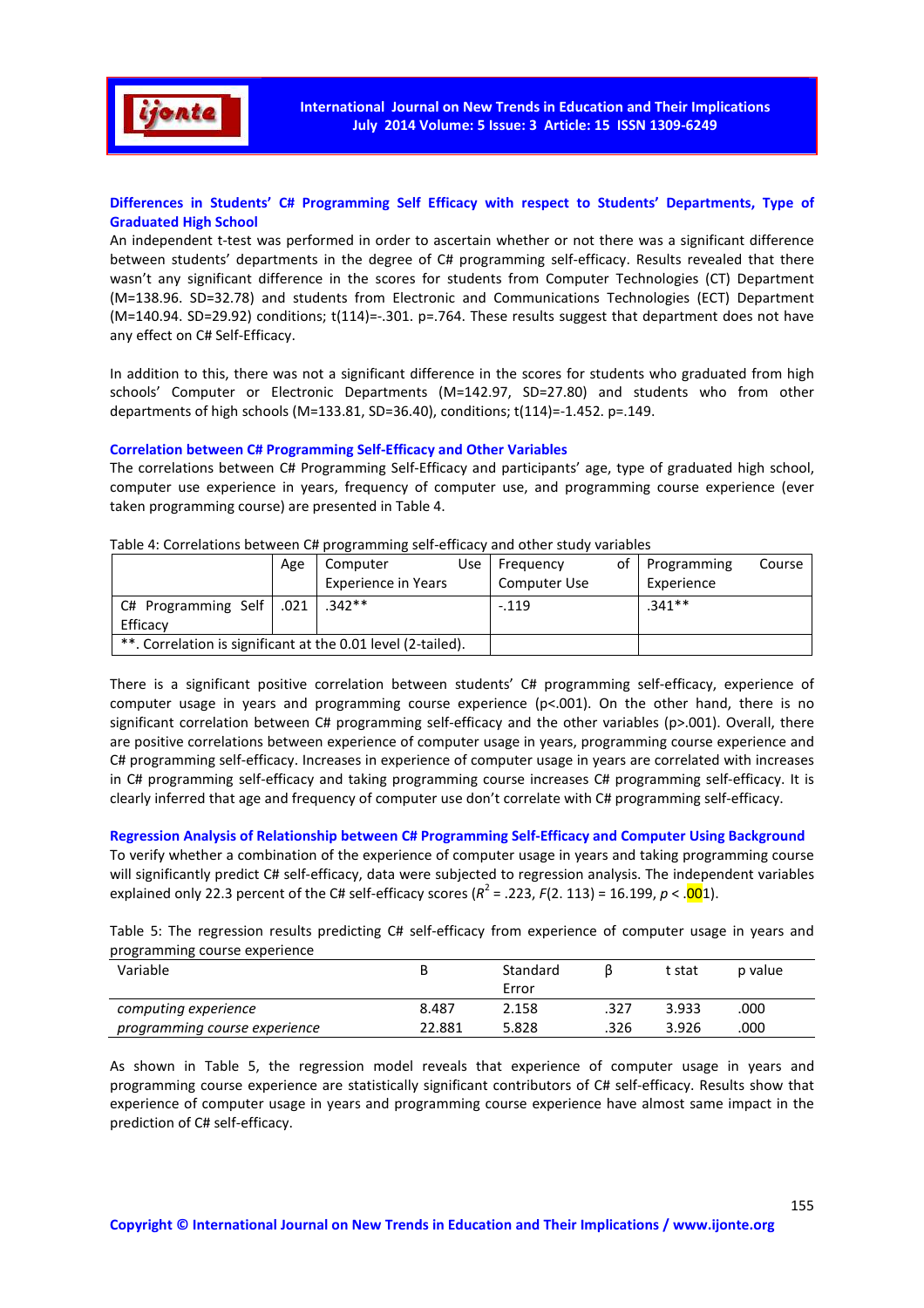### Differences in Students' C# Programming Self Efficacy with respect to Students' Departments, Type of Graduated High School

An independent t-test was performed in order to ascertain whether or not there was a significant difference between students' departments in the degree of C# programming self-efficacy. Results revealed that there wasn't any significant difference in the scores for students from Computer Technologies (CT) Department (M=138.96. SD=32.78) and students from Electronic and Communications Technologies (ECT) Department (M=140.94. SD=29.92) conditions; t(114)=-.301. p=.764. These results suggest that department does not have any effect on C# Self-Efficacy.

In addition to this, there was not a significant difference in the scores for students who graduated from high schools' Computer or Electronic Departments (M=142.97, SD=27.80) and students who from other departments of high schools (M=133.81, SD=36.40), conditions; t(114)=-1.452. p=.149.

### Correlation between C# Programming Self-Efficacy and Other Variables

The correlations between C# Programming Self-Efficacy and participants' age, type of graduated high school, computer use experience in years, frequency of computer use, and programming course experience (ever taken programming course) are presented in Table 4.

Table 4: Correlations between C# programming self-efficacy and other study variables

| | Age | Computer Use Experience in Years | Frequency of Computer Use | Programming Course Experience |
|---|---|---|---|---|
| C# Programming Self Efficacy | .021 | .342** | -.119 | .341** |
| **. Correlation is significant at the 0.01 level (2-tailed). | | | | |

There is a significant positive correlation between students' C# programming self-efficacy, experience of computer usage in years and programming course experience (p<.001). On the other hand, there is no significant correlation between C# programming self-efficacy and the other variables (p>.001). Overall, there are positive correlations between experience of computer usage in years, programming course experience and C# programming self-efficacy. Increases in experience of computer usage in years are correlated with increases in C# programming self-efficacy and taking programming course increases C# programming self-efficacy. It is clearly inferred that age and frequency of computer use don't correlate with C# programming self-efficacy.

### Regression Analysis of Relationship between C# Programming Self-Efficacy and Computer Using Background

To verify whether a combination of the experience of computer usage in years and taking programming course will significantly predict C# self-efficacy, data were subjected to regression analysis. The independent variables explained only 22.3 percent of the C# self-efficacy scores ($R^2$ = .223, $F$(2. 113) = 16.199, $p$ < .001).

Table 5: The regression results predicting C# self-efficacy from experience of computer usage in years and programming course experience

| Variable | B | Standard Error | β | t stat | p value |
|---|---|---|---|---|---|
| *computing experience* | 8.487 | 2.158 | .327 | 3.933 | .000 |
| *programming course experience* | 22.881 | 5.828 | .326 | 3.926 | .000 |

As shown in Table 5, the regression model reveals that experience of computer usage in years and programming course experience are statistically significant contributors of C# self-efficacy. Results show that experience of computer usage in years and programming course experience have almost same impact in the prediction of C# self-efficacy.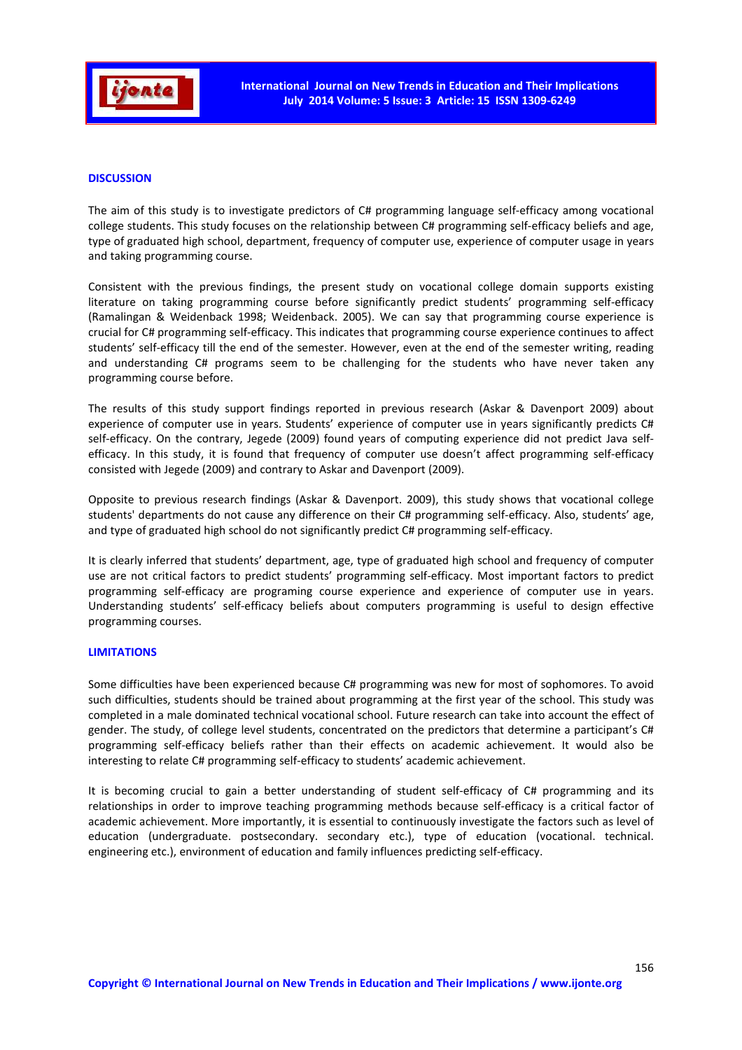## DISCUSSION

The aim of this study is to investigate predictors of C# programming language self-efficacy among vocational college students. This study focuses on the relationship between C# programming self-efficacy beliefs and age, type of graduated high school, department, frequency of computer use, experience of computer usage in years and taking programming course.

Consistent with the previous findings, the present study on vocational college domain supports existing literature on taking programming course before significantly predict students' programming self-efficacy (Ramalingan & Weidenback 1998; Weidenback. 2005). We can say that programming course experience is crucial for C# programming self-efficacy. This indicates that programming course experience continues to affect students' self-efficacy till the end of the semester. However, even at the end of the semester writing, reading and understanding C# programs seem to be challenging for the students who have never taken any programming course before.

The results of this study support findings reported in previous research (Askar & Davenport 2009) about experience of computer use in years. Students' experience of computer use in years significantly predicts C# self-efficacy. On the contrary, Jegede (2009) found years of computing experience did not predict Java self-efficacy. In this study, it is found that frequency of computer use doesn't affect programming self-efficacy consisted with Jegede (2009) and contrary to Askar and Davenport (2009).

Opposite to previous research findings (Askar & Davenport. 2009), this study shows that vocational college students' departments do not cause any difference on their C# programming self-efficacy. Also, students' age, and type of graduated high school do not significantly predict C# programming self-efficacy.

It is clearly inferred that students' department, age, type of graduated high school and frequency of computer use are not critical factors to predict students' programming self-efficacy. Most important factors to predict programming self-efficacy are programing course experience and experience of computer use in years. Understanding students' self-efficacy beliefs about computers programming is useful to design effective programming courses.

## LIMITATIONS

Some difficulties have been experienced because C# programming was new for most of sophomores. To avoid such difficulties, students should be trained about programming at the first year of the school. This study was completed in a male dominated technical vocational school. Future research can take into account the effect of gender. The study, of college level students, concentrated on the predictors that determine a participant's C# programming self-efficacy beliefs rather than their effects on academic achievement. It would also be interesting to relate C# programming self-efficacy to students' academic achievement.

It is becoming crucial to gain a better understanding of student self-efficacy of C# programming and its relationships in order to improve teaching programming methods because self-efficacy is a critical factor of academic achievement. More importantly, it is essential to continuously investigate the factors such as level of education (undergraduate. postsecondary. secondary etc.), type of education (vocational. technical. engineering etc.), environment of education and family influences predicting self-efficacy.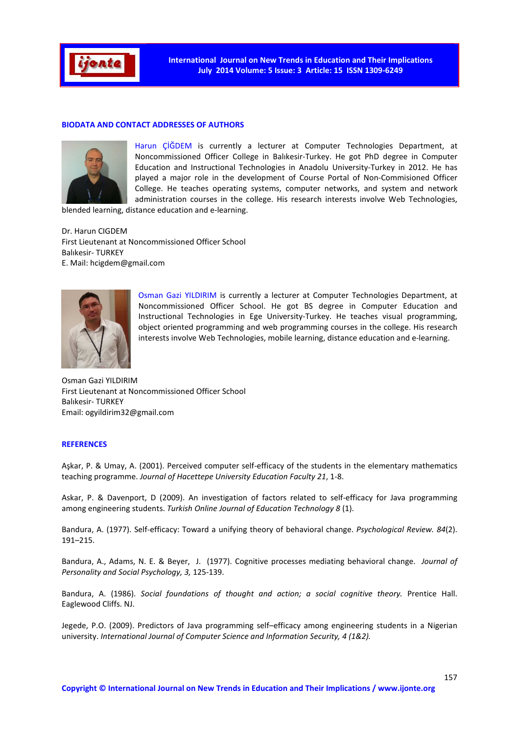## BIODATA AND CONTACT ADDRESSES OF AUTHORS

Harun ÇİĞDEM is currently a lecturer at Computer Technologies Department, at Noncommissioned Officer College in Balıkesir-Turkey. He got PhD degree in Computer Education and Instructional Technologies in Anadolu University-Turkey in 2012. He has played a major role in the development of Course Portal of Non-Commisioned Officer College. He teaches operating systems, computer networks, and system and network administration courses in the college. His research interests involve Web Technologies, blended learning, distance education and e-learning.

Dr. Harun CIGDEM
First Lieutenant at Noncommissioned Officer School
Balıkesir- TURKEY
E. Mail: hcigdem@gmail.com

Osman Gazi YILDIRIM is currently a lecturer at Computer Technologies Department, at Noncommissioned Officer School. He got BS degree in Computer Education and Instructional Technologies in Ege University-Turkey. He teaches visual programming, object oriented programming and web programming courses in the college. His research interests involve Web Technologies, mobile learning, distance education and e-learning.

Osman Gazi YILDIRIM
First Lieutenant at Noncommissioned Officer School
Balıkesir- TURKEY
Email: ogyildirim32@gmail.com

## REFERENCES

Aşkar, P. & Umay, A. (2001). Perceived computer self-efficacy of the students in the elementary mathematics teaching programme. *Journal of Hacettepe University Education Faculty 21*, 1-8.

Askar, P. & Davenport, D (2009). An investigation of factors related to self-efficacy for Java programming among engineering students. *Turkish Online Journal of Education Technology 8* (1).

Bandura, A. (1977). Self-efficacy: Toward a unifying theory of behavioral change. *Psychological Review. 84*(2). 191–215.

Bandura, A., Adams, N. E. & Beyer, J. (1977). Cognitive processes mediating behavioral change. *Journal of Personality and Social Psychology, 3,* 125-139.

Bandura, A. (1986). *Social foundations of thought and action; a social cognitive theory.* Prentice Hall. Eaglewood Cliffs. NJ.

Jegede, P.O. (2009). Predictors of Java programming self–efficacy among engineering students in a Nigerian university. *International Journal of Computer Science and Information Security, 4 (1&2).*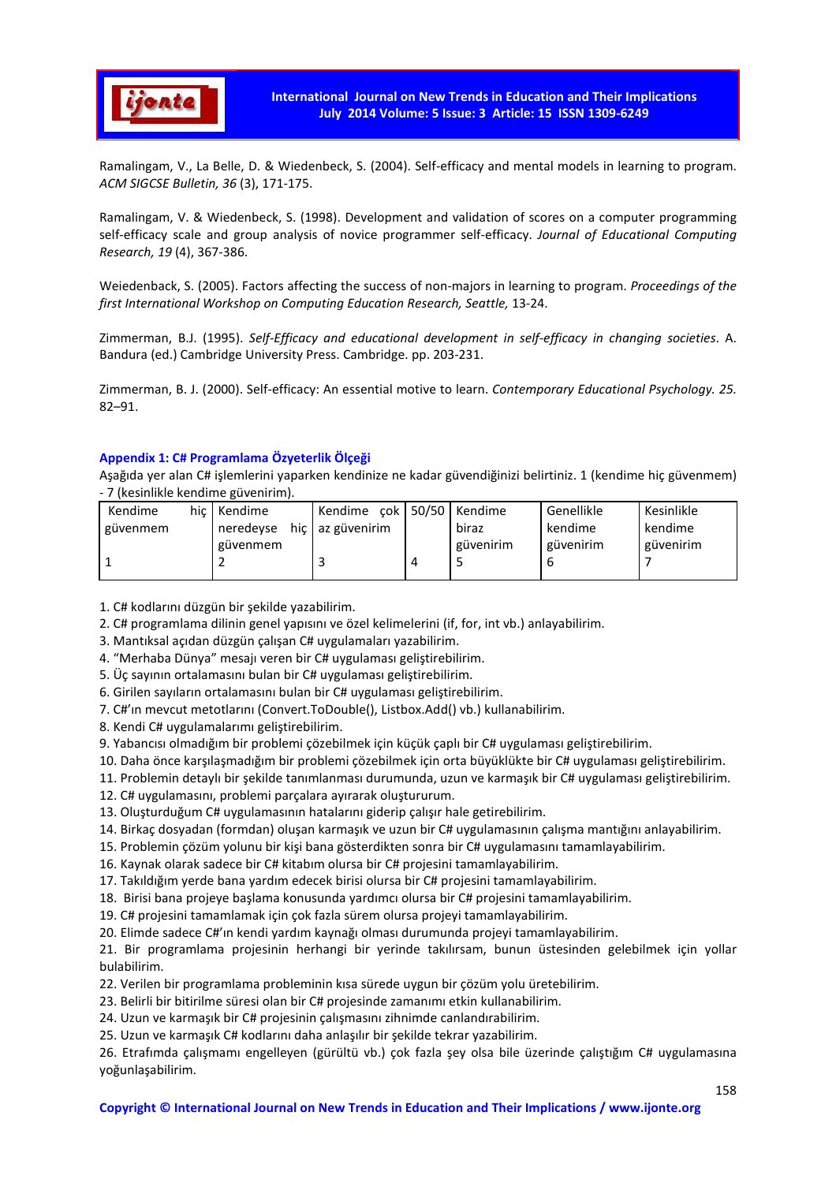Ramalingam, V., La Belle, D. & Wiedenbeck, S. (2004). Self-efficacy and mental models in learning to program. *ACM SIGCSE Bulletin, 36* (3), 171-175.

Ramalingam, V. & Wiedenbeck, S. (1998). Development and validation of scores on a computer programming self-efficacy scale and group analysis of novice programmer self-efficacy. *Journal of Educational Computing Research, 19* (4), 367-386.

Weiedenback, S. (2005). Factors affecting the success of non-majors in learning to program. *Proceedings of the first International Workshop on Computing Education Research, Seattle,* 13-24.

Zimmerman, B.J. (1995). *Self-Efficacy and educational development in self-efficacy in changing societies*. A. Bandura (ed.) Cambridge University Press. Cambridge. pp. 203-231.

Zimmerman, B. J. (2000). Self-efficacy: An essential motive to learn. *Contemporary Educational Psychology. 25.* 82–91.

### Appendix 1: C# Programlama Özyeterlik Ölçeği

Aşağıda yer alan C# işlemlerini yaparken kendinize ne kadar güvendiğinizi belirtiniz. 1 (kendime hiç güvenmem) - 7 (kesinlikle kendime güvenirim).

| Kendime hiç güvenmem 1 | Kendime neredeyse hiç güvenmem 2 | Kendime çok az güvenirim 3 | 50/50 4 | Kendime biraz güvenirim 5 | Genellikle kendime güvenirim 6 | Kesinlikle kendime güvenirim 7 |
|---|---|---|---|---|---|---|

1. C# kodlarını düzgün bir şekilde yazabilirim.
2. C# programlama dilinin genel yapısını ve özel kelimelerini (if, for, int vb.) anlayabilirim.
3. Mantıksal açıdan düzgün çalışan C# uygulamaları yazabilirim.
4. “Merhaba Dünya” mesajı veren bir C# uygulaması geliştirebilirim.
5. Üç sayının ortalamasını bulan bir C# uygulaması geliştirebilirim.
6. Girilen sayıların ortalamasını bulan bir C# uygulaması geliştirebilirim.
7. C#’ın mevcut metotlarını (Convert.ToDouble(), Listbox.Add() vb.) kullanabilirim.
8. Kendi C# uygulamalarımı geliştirebilirim.
9. Yabancısı olmadığım bir problemi çözebilmek için küçük çaplı bir C# uygulaması geliştirebilirim.
10. Daha önce karşılaşmadığım bir problemi çözebilmek için orta büyüklükte bir C# uygulaması geliştirebilirim.
11. Problemin detaylı bir şekilde tanımlanması durumunda, uzun ve karmaşık bir C# uygulaması geliştirebilirim.
12. C# uygulamasını, problemi parçalara ayırarak oluştururum.
13. Oluşturduğum C# uygulamasının hatalarını giderip çalışır hale getirebilirim.
14. Birkaç dosyadan (formdan) oluşan karmaşık ve uzun bir C# uygulamasının çalışma mantığını anlayabilirim.
15. Problemin çözüm yolunu bir kişi bana gösterdikten sonra bir C# uygulamasını tamamlayabilirim.
16. Kaynak olarak sadece bir C# kitabım olursa bir C# projesini tamamlayabilirim.
17. Takıldığım yerde bana yardım edecek birisi olursa bir C# projesini tamamlayabilirim.
18. Birisi bana projeye başlama konusunda yardımcı olursa bir C# projesini tamamlayabilirim.
19. C# projesini tamamlamak için çok fazla sürem olursa projeyi tamamlayabilirim.
20. Elimde sadece C#’ın kendi yardım kaynağı olması durumunda projeyi tamamlayabilirim.
21. Bir programlama projesinin herhangi bir yerinde takılırsam, bunun üstesinden gelebilmek için yollar bulabilirim.
22. Verilen bir programlama probleminin kısa sürede uygun bir çözüm yolu üretebilirim.
23. Belirli bir bitirilme süresi olan bir C# projesinde zamanımı etkin kullanabilirim.
24. Uzun ve karmaşık bir C# projesinin çalışmasını zihnimde canlandırabilirim.
25. Uzun ve karmaşık C# kodlarını daha anlaşılır bir şekilde tekrar yazabilirim.
26. Etrafımda çalışmamı engelleyen (gürültü vb.) çok fazla şey olsa bile üzerinde çalıştığım C# uygulamasına yoğunlaşabilirim.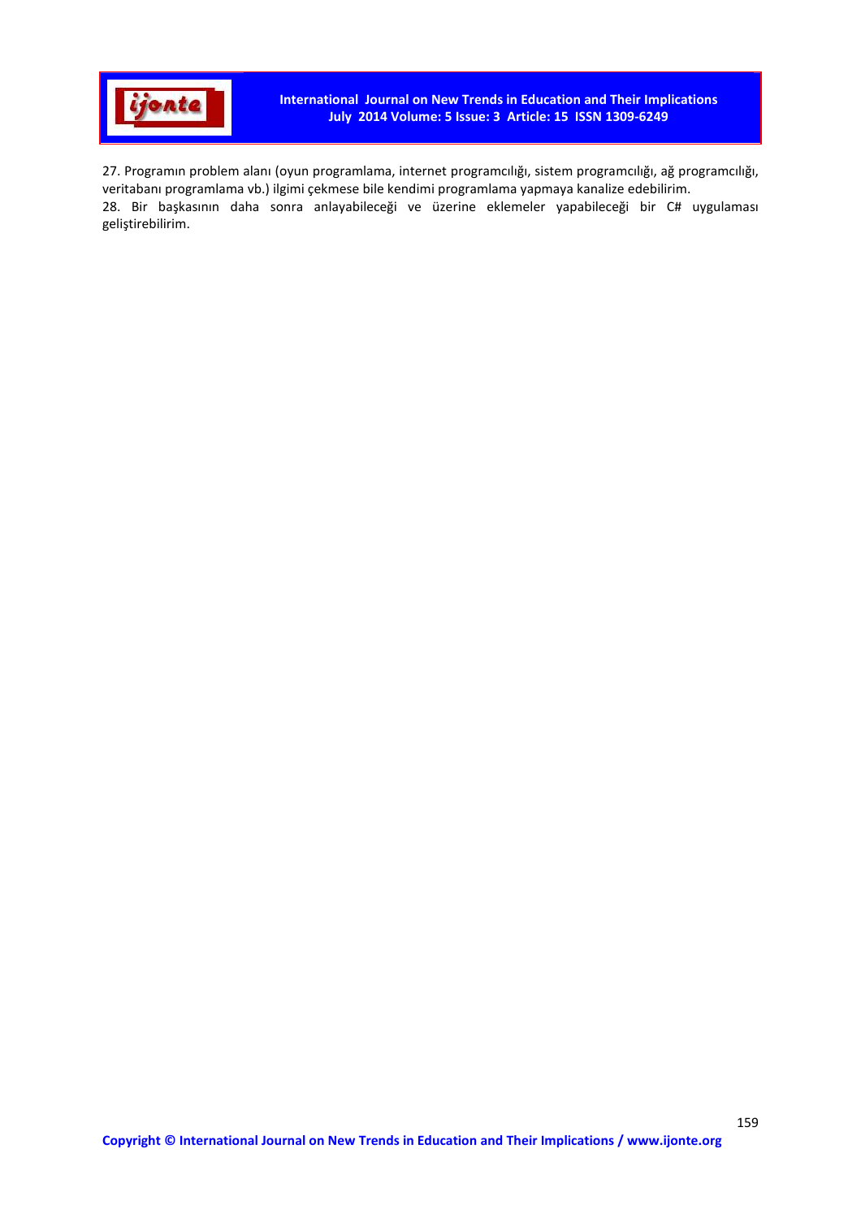27. Programın problem alanı (oyun programlama, internet programcılığı, sistem programcılığı, ağ programcılığı, veritabanı programlama vb.) ilgimi çekmese bile kendimi programlama yapmaya kanalize edebilirim.
28. Bir başkasının daha sonra anlayabileceği ve üzerine eklemeler yapabileceği bir C# uygulaması geliştirebilirim.